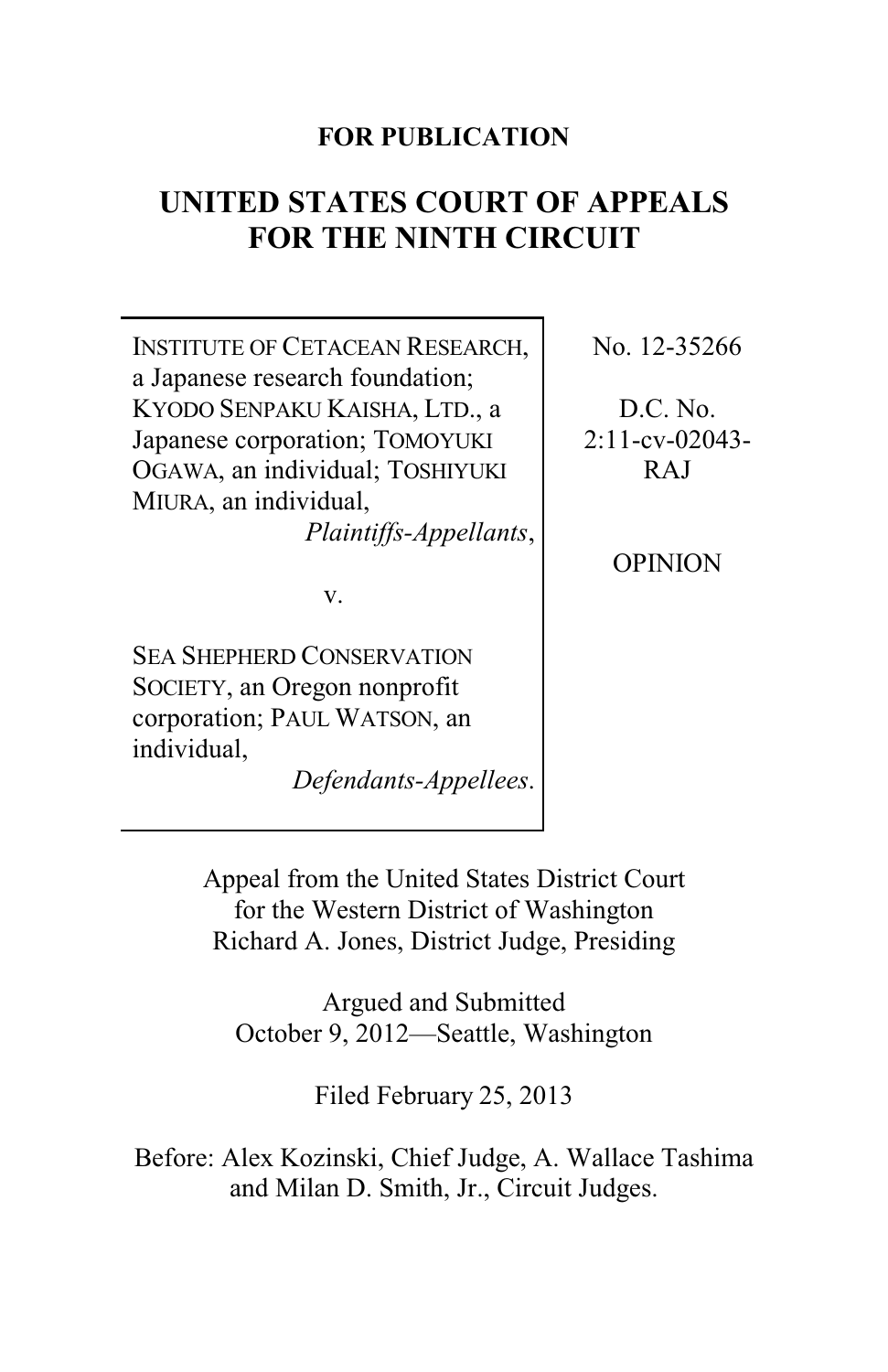**FOR PUBLICATION**

# UNITED STATES COURT OF APPEALS FOR THE NINTH CIRCUIT

| | |
|---|---|
| INSTITUTE OF CETACEAN RESEARCH, a Japanese research foundation; KYODO SENPAKU KAISHA, LTD., a Japanese corporation; TOMOYUKI OGAWA, an individual; TOSHIYUKI MIURA, an individual, *Plaintiffs-Appellants*, | No. 12-35266 |
| v. | D.C. No. 2:11-cv-02043-RAJ |
| SEA SHEPHERD CONSERVATION SOCIETY, an Oregon nonprofit corporation; PAUL WATSON, an individual, *Defendants-Appellees*. | OPINION |

Appeal from the United States District Court for the Western District of Washington
Richard A. Jones, District Judge, Presiding

Argued and Submitted
October 9, 2012—Seattle, Washington

Filed February 25, 2013

Before: Alex Kozinski, Chief Judge, A. Wallace Tashima and Milan D. Smith, Jr., Circuit Judges.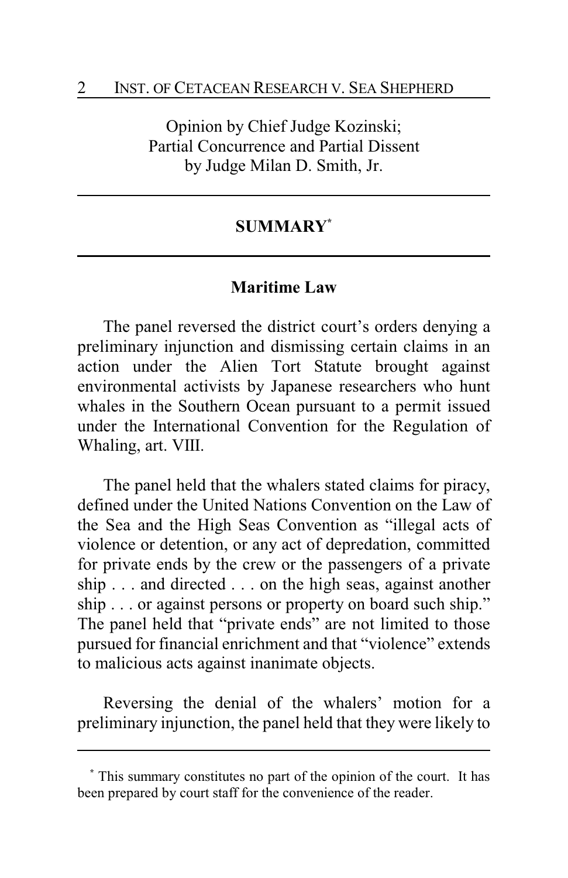Opinion by Chief Judge Kozinski;
Partial Concurrence and Partial Dissent
by Judge Milan D. Smith, Jr.

## SUMMARY[*]

### Maritime Law

The panel reversed the district court's orders denying a preliminary injunction and dismissing certain claims in an action under the Alien Tort Statute brought against environmental activists by Japanese researchers who hunt whales in the Southern Ocean pursuant to a permit issued under the International Convention for the Regulation of Whaling, art. VIII.

The panel held that the whalers stated claims for piracy, defined under the United Nations Convention on the Law of the Sea and the High Seas Convention as "illegal acts of violence or detention, or any act of depredation, committed for private ends by the crew or the passengers of a private ship . . . and directed . . . on the high seas, against another ship . . . or against persons or property on board such ship." The panel held that "private ends" are not limited to those pursued for financial enrichment and that "violence" extends to malicious acts against inanimate objects.

Reversing the denial of the whalers' motion for a preliminary injunction, the panel held that they were likely to

[*] This summary constitutes no part of the opinion of the court. It has been prepared by court staff for the convenience of the reader.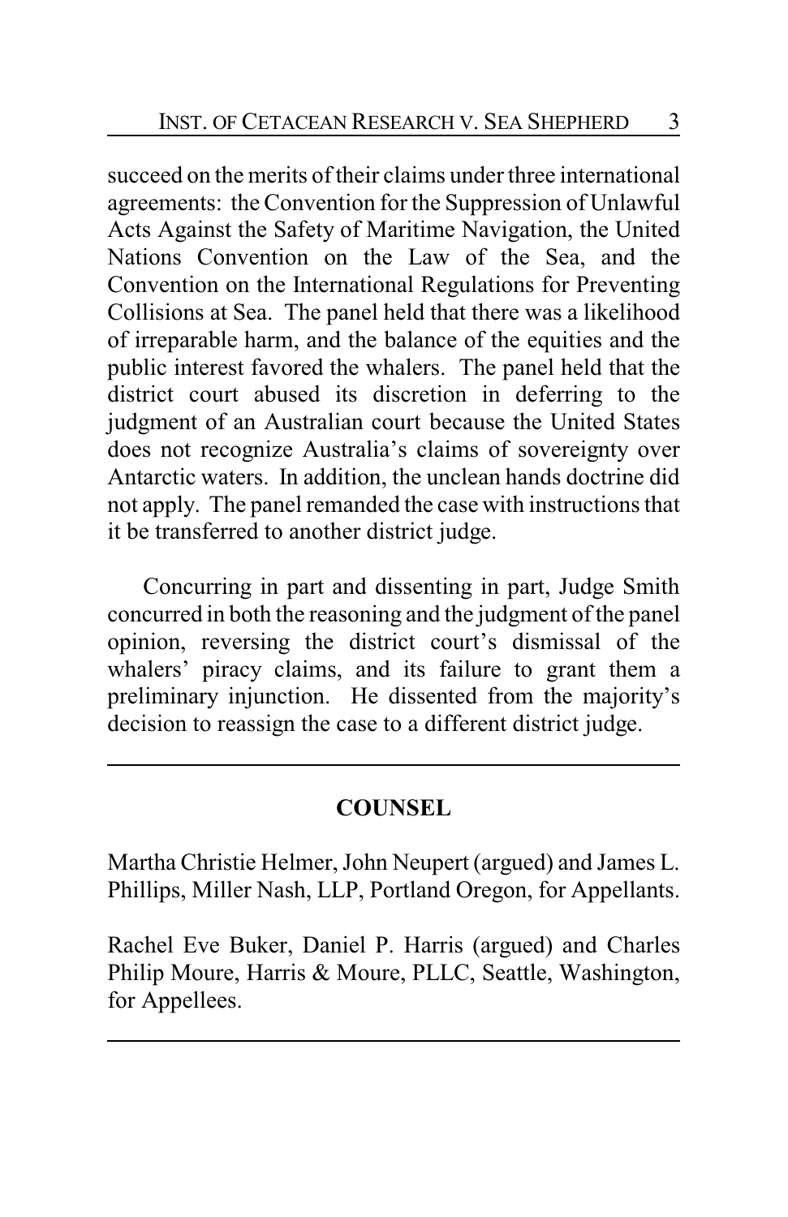succeed on the merits of their claims under three international agreements: the Convention for the Suppression of Unlawful Acts Against the Safety of Maritime Navigation, the United Nations Convention on the Law of the Sea, and the Convention on the International Regulations for Preventing Collisions at Sea. The panel held that there was a likelihood of irreparable harm, and the balance of the equities and the public interest favored the whalers. The panel held that the district court abused its discretion in deferring to the judgment of an Australian court because the United States does not recognize Australia's claims of sovereignty over Antarctic waters. In addition, the unclean hands doctrine did not apply. The panel remanded the case with instructions that it be transferred to another district judge.

Concurring in part and dissenting in part, Judge Smith concurred in both the reasoning and the judgment of the panel opinion, reversing the district court's dismissal of the whalers' piracy claims, and its failure to grant them a preliminary injunction. He dissented from the majority's decision to reassign the case to a different district judge.

---

## COUNSEL

Martha Christie Helmer, John Neupert (argued) and James L. Phillips, Miller Nash, LLP, Portland Oregon, for Appellants.

Rachel Eve Buker, Daniel P. Harris (argued) and Charles Philip Moure, Harris & Moure, PLLC, Seattle, Washington, for Appellees.

---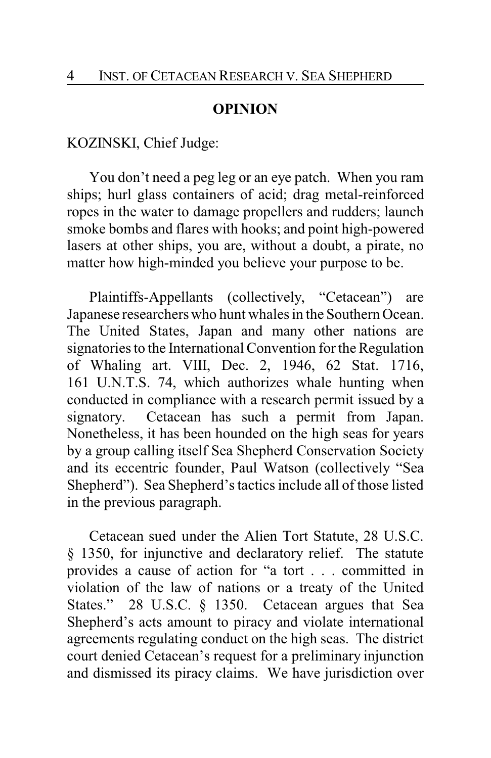## OPINION

KOZINSKI, Chief Judge:

You don't need a peg leg or an eye patch. When you ram ships; hurl glass containers of acid; drag metal-reinforced ropes in the water to damage propellers and rudders; launch smoke bombs and flares with hooks; and point high-powered lasers at other ships, you are, without a doubt, a pirate, no matter how high-minded you believe your purpose to be.

Plaintiffs-Appellants (collectively, "Cetacean") are Japanese researchers who hunt whales in the Southern Ocean. The United States, Japan and many other nations are signatories to the International Convention for the Regulation of Whaling art. VIII, Dec. 2, 1946, 62 Stat. 1716, 161 U.N.T.S. 74, which authorizes whale hunting when conducted in compliance with a research permit issued by a signatory. Cetacean has such a permit from Japan. Nonetheless, it has been hounded on the high seas for years by a group calling itself Sea Shepherd Conservation Society and its eccentric founder, Paul Watson (collectively "Sea Shepherd"). Sea Shepherd's tactics include all of those listed in the previous paragraph.

Cetacean sued under the Alien Tort Statute, 28 U.S.C. § 1350, for injunctive and declaratory relief. The statute provides a cause of action for "a tort . . . committed in violation of the law of nations or a treaty of the United States." 28 U.S.C. § 1350. Cetacean argues that Sea Shepherd's acts amount to piracy and violate international agreements regulating conduct on the high seas. The district court denied Cetacean's request for a preliminary injunction and dismissed its piracy claims. We have jurisdiction over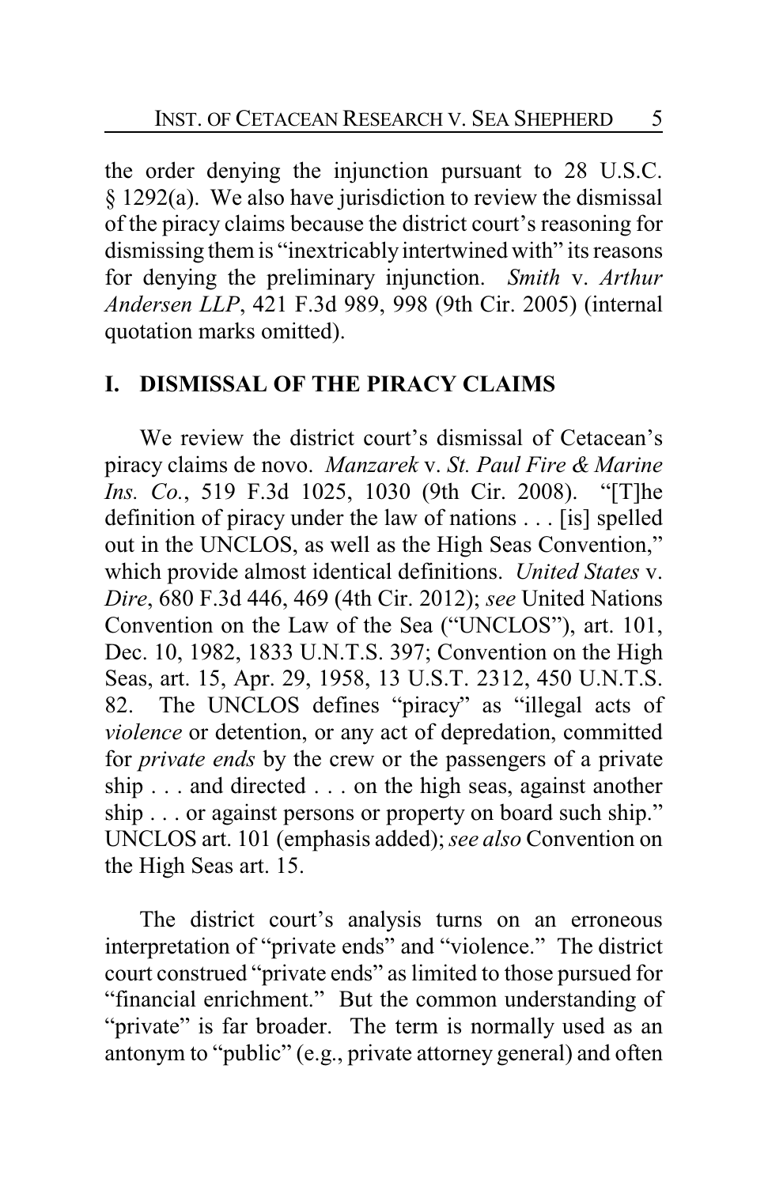the order denying the injunction pursuant to 28 U.S.C. § 1292(a). We also have jurisdiction to review the dismissal of the piracy claims because the district court's reasoning for dismissing them is "inextricably intertwined with" its reasons for denying the preliminary injunction. *Smith* v. *Arthur Andersen LLP*, 421 F.3d 989, 998 (9th Cir. 2005) (internal quotation marks omitted).

## I. DISMISSAL OF THE PIRACY CLAIMS

We review the district court's dismissal of Cetacean's piracy claims de novo. *Manzarek* v. *St. Paul Fire & Marine Ins. Co.*, 519 F.3d 1025, 1030 (9th Cir. 2008). "[T]he definition of piracy under the law of nations . . . [is] spelled out in the UNCLOS, as well as the High Seas Convention," which provide almost identical definitions. *United States* v. *Dire*, 680 F.3d 446, 469 (4th Cir. 2012); *see* United Nations Convention on the Law of the Sea ("UNCLOS"), art. 101, Dec. 10, 1982, 1833 U.N.T.S. 397; Convention on the High Seas, art. 15, Apr. 29, 1958, 13 U.S.T. 2312, 450 U.N.T.S. 82. The UNCLOS defines "piracy" as "illegal acts of *violence* or detention, or any act of depredation, committed for *private ends* by the crew or the passengers of a private ship . . . and directed . . . on the high seas, against another ship . . . or against persons or property on board such ship." UNCLOS art. 101 (emphasis added); *see also* Convention on the High Seas art. 15.

The district court's analysis turns on an erroneous interpretation of "private ends" and "violence." The district court construed "private ends" as limited to those pursued for "financial enrichment." But the common understanding of "private" is far broader. The term is normally used as an antonym to "public" (e.g., private attorney general) and often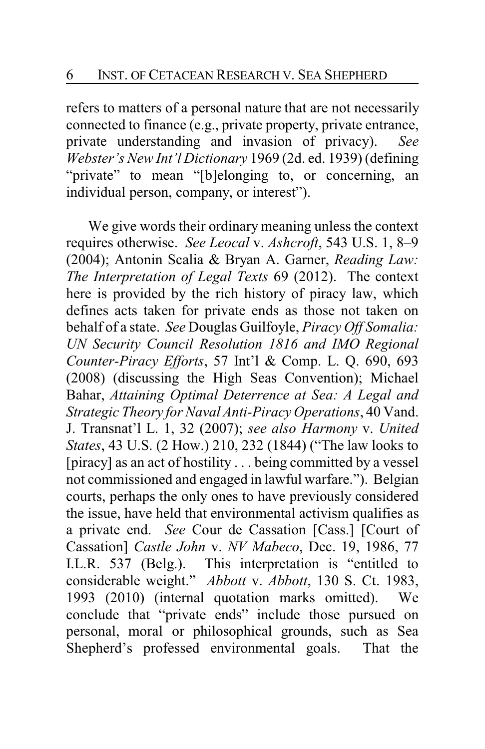refers to matters of a personal nature that are not necessarily connected to finance (e.g., private property, private entrance, private understanding and invasion of privacy). *See Webster's New Int'l Dictionary* 1969 (2d. ed. 1939) (defining "private" to mean "[b]elonging to, or concerning, an individual person, company, or interest").

We give words their ordinary meaning unless the context requires otherwise. *See Leocal* v. *Ashcroft*, 543 U.S. 1, 8–9 (2004); Antonin Scalia & Bryan A. Garner, *Reading Law: The Interpretation of Legal Texts* 69 (2012). The context here is provided by the rich history of piracy law, which defines acts taken for private ends as those not taken on behalf of a state. *See* Douglas Guilfoyle, *Piracy Off Somalia: UN Security Council Resolution 1816 and IMO Regional Counter-Piracy Efforts*, 57 Int'l & Comp. L. Q. 690, 693 (2008) (discussing the High Seas Convention); Michael Bahar, *Attaining Optimal Deterrence at Sea: A Legal and Strategic Theory for Naval Anti-Piracy Operations*, 40 Vand. J. Transnat'l L. 1, 32 (2007); *see also Harmony* v. *United States*, 43 U.S. (2 How.) 210, 232 (1844) ("The law looks to [piracy] as an act of hostility . . . being committed by a vessel not commissioned and engaged in lawful warfare."). Belgian courts, perhaps the only ones to have previously considered the issue, have held that environmental activism qualifies as a private end. *See* Cour de Cassation [Cass.] [Court of Cassation] *Castle John* v. *NV Mabeco*, Dec. 19, 1986, 77 I.L.R. 537 (Belg.). This interpretation is "entitled to considerable weight." *Abbott* v. *Abbott*, 130 S. Ct. 1983, 1993 (2010) (internal quotation marks omitted). We conclude that "private ends" include those pursued on personal, moral or philosophical grounds, such as Sea Shepherd's professed environmental goals. That the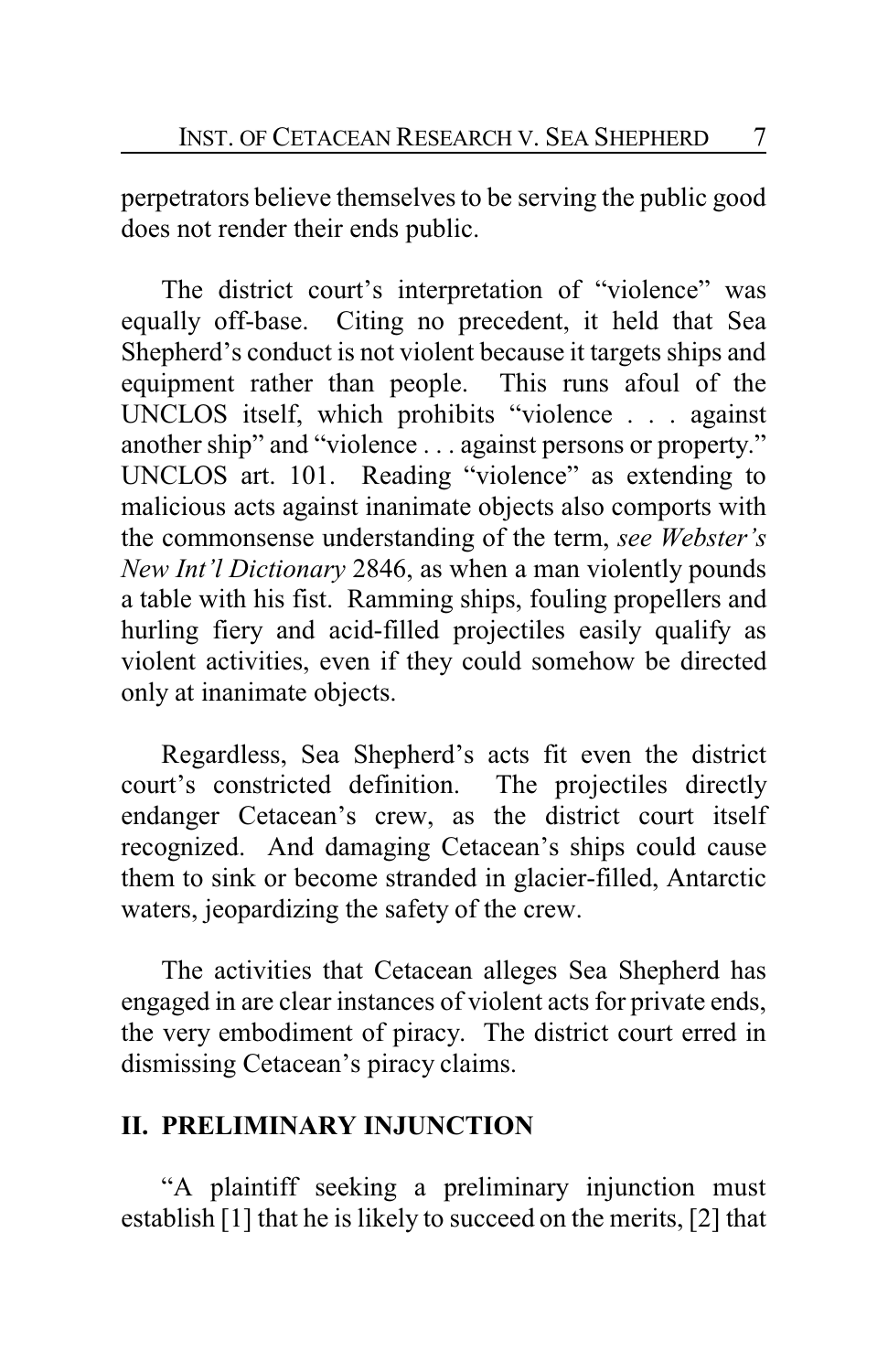perpetrators believe themselves to be serving the public good does not render their ends public.

The district court's interpretation of "violence" was equally off-base. Citing no precedent, it held that Sea Shepherd's conduct is not violent because it targets ships and equipment rather than people. This runs afoul of the UNCLOS itself, which prohibits "violence . . . against another ship" and "violence . . . against persons or property." UNCLOS art. 101. Reading "violence" as extending to malicious acts against inanimate objects also comports with the commonsense understanding of the term, *see Webster's New Int'l Dictionary* 2846, as when a man violently pounds a table with his fist. Ramming ships, fouling propellers and hurling fiery and acid-filled projectiles easily qualify as violent activities, even if they could somehow be directed only at inanimate objects.

Regardless, Sea Shepherd's acts fit even the district court's constricted definition. The projectiles directly endanger Cetacean's crew, as the district court itself recognized. And damaging Cetacean's ships could cause them to sink or become stranded in glacier-filled, Antarctic waters, jeopardizing the safety of the crew.

The activities that Cetacean alleges Sea Shepherd has engaged in are clear instances of violent acts for private ends, the very embodiment of piracy. The district court erred in dismissing Cetacean's piracy claims.

## II. PRELIMINARY INJUNCTION

"A plaintiff seeking a preliminary injunction must establish [1] that he is likely to succeed on the merits, [2] that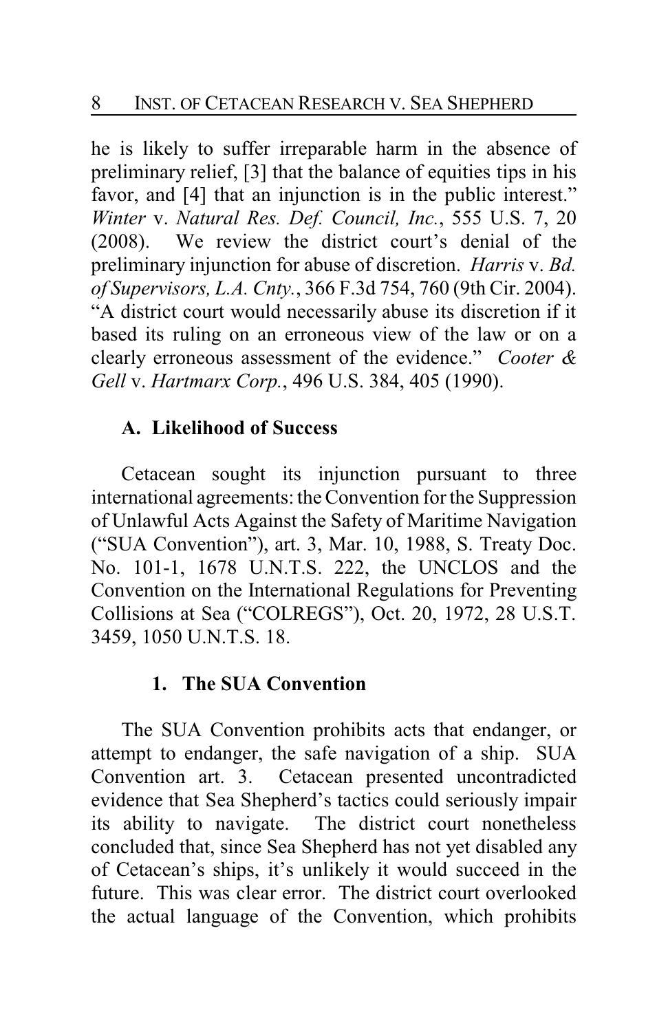he is likely to suffer irreparable harm in the absence of preliminary relief, [3] that the balance of equities tips in his favor, and [4] that an injunction is in the public interest." *Winter* v. *Natural Res. Def. Council, Inc.*, 555 U.S. 7, 20 (2008). We review the district court's denial of the preliminary injunction for abuse of discretion. *Harris* v. *Bd. of Supervisors, L.A. Cnty.*, 366 F.3d 754, 760 (9th Cir. 2004). "A district court would necessarily abuse its discretion if it based its ruling on an erroneous view of the law or on a clearly erroneous assessment of the evidence." *Cooter & Gell* v. *Hartmarx Corp.*, 496 U.S. 384, 405 (1990).

### A. Likelihood of Success

Cetacean sought its injunction pursuant to three international agreements: the Convention for the Suppression of Unlawful Acts Against the Safety of Maritime Navigation ("SUA Convention"), art. 3, Mar. 10, 1988, S. Treaty Doc. No. 101-1, 1678 U.N.T.S. 222, the UNCLOS and the Convention on the International Regulations for Preventing Collisions at Sea ("COLREGS"), Oct. 20, 1972, 28 U.S.T. 3459, 1050 U.N.T.S. 18.

#### 1. The SUA Convention

The SUA Convention prohibits acts that endanger, or attempt to endanger, the safe navigation of a ship. SUA Convention art. 3. Cetacean presented uncontradicted evidence that Sea Shepherd's tactics could seriously impair its ability to navigate. The district court nonetheless concluded that, since Sea Shepherd has not yet disabled any of Cetacean's ships, it's unlikely it would succeed in the future. This was clear error. The district court overlooked the actual language of the Convention, which prohibits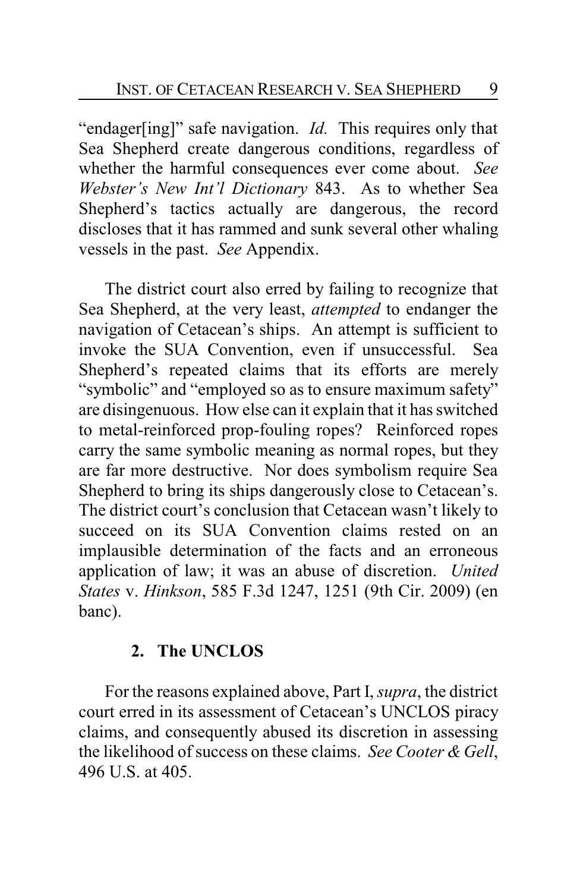"endager[ing]" safe navigation. *Id.* This requires only that Sea Shepherd create dangerous conditions, regardless of whether the harmful consequences ever come about. *See Webster's New Int'l Dictionary* 843. As to whether Sea Shepherd's tactics actually are dangerous, the record discloses that it has rammed and sunk several other whaling vessels in the past. *See* Appendix.

The district court also erred by failing to recognize that Sea Shepherd, at the very least, *attempted* to endanger the navigation of Cetacean's ships. An attempt is sufficient to invoke the SUA Convention, even if unsuccessful. Sea Shepherd's repeated claims that its efforts are merely "symbolic" and "employed so as to ensure maximum safety" are disingenuous. How else can it explain that it has switched to metal-reinforced prop-fouling ropes? Reinforced ropes carry the same symbolic meaning as normal ropes, but they are far more destructive. Nor does symbolism require Sea Shepherd to bring its ships dangerously close to Cetacean's. The district court's conclusion that Cetacean wasn't likely to succeed on its SUA Convention claims rested on an implausible determination of the facts and an erroneous application of law; it was an abuse of discretion. *United States* v. *Hinkson*, 585 F.3d 1247, 1251 (9th Cir. 2009) (en banc).

### 2. The UNCLOS

For the reasons explained above, Part I, *supra*, the district court erred in its assessment of Cetacean's UNCLOS piracy claims, and consequently abused its discretion in assessing the likelihood of success on these claims. *See Cooter & Gell*, 496 U.S. at 405.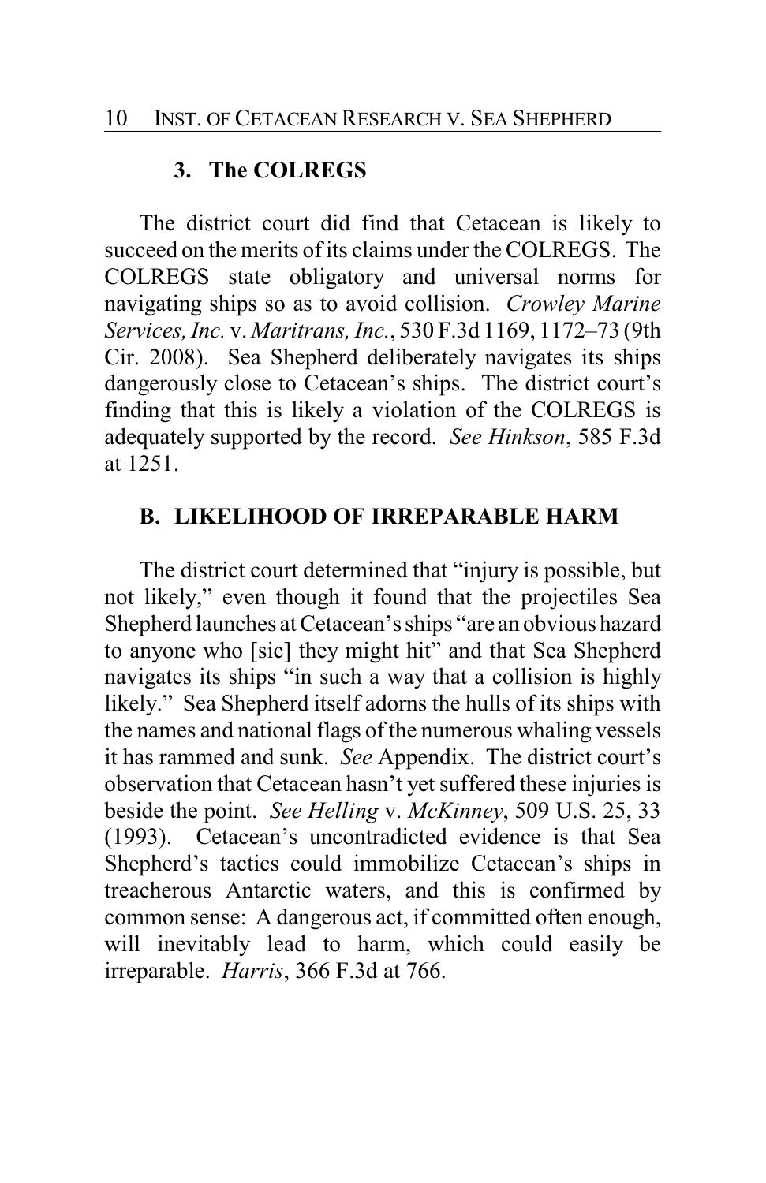### 3. The COLREGS

The district court did find that Cetacean is likely to succeed on the merits of its claims under the COLREGS. The COLREGS state obligatory and universal norms for navigating ships so as to avoid collision. *Crowley Marine Services, Inc.* v. *Maritrans, Inc.*, 530 F.3d 1169, 1172–73 (9th Cir. 2008). Sea Shepherd deliberately navigates its ships dangerously close to Cetacean's ships. The district court's finding that this is likely a violation of the COLREGS is adequately supported by the record. *See Hinkson*, 585 F.3d at 1251.

## B. LIKELIHOOD OF IRREPARABLE HARM

The district court determined that "injury is possible, but not likely," even though it found that the projectiles Sea Shepherd launches at Cetacean's ships "are an obvious hazard to anyone who [sic] they might hit" and that Sea Shepherd navigates its ships "in such a way that a collision is highly likely." Sea Shepherd itself adorns the hulls of its ships with the names and national flags of the numerous whaling vessels it has rammed and sunk. *See* Appendix. The district court's observation that Cetacean hasn't yet suffered these injuries is beside the point. *See Helling* v. *McKinney*, 509 U.S. 25, 33 (1993). Cetacean's uncontradicted evidence is that Sea Shepherd's tactics could immobilize Cetacean's ships in treacherous Antarctic waters, and this is confirmed by common sense: A dangerous act, if committed often enough, will inevitably lead to harm, which could easily be irreparable. *Harris*, 366 F.3d at 766.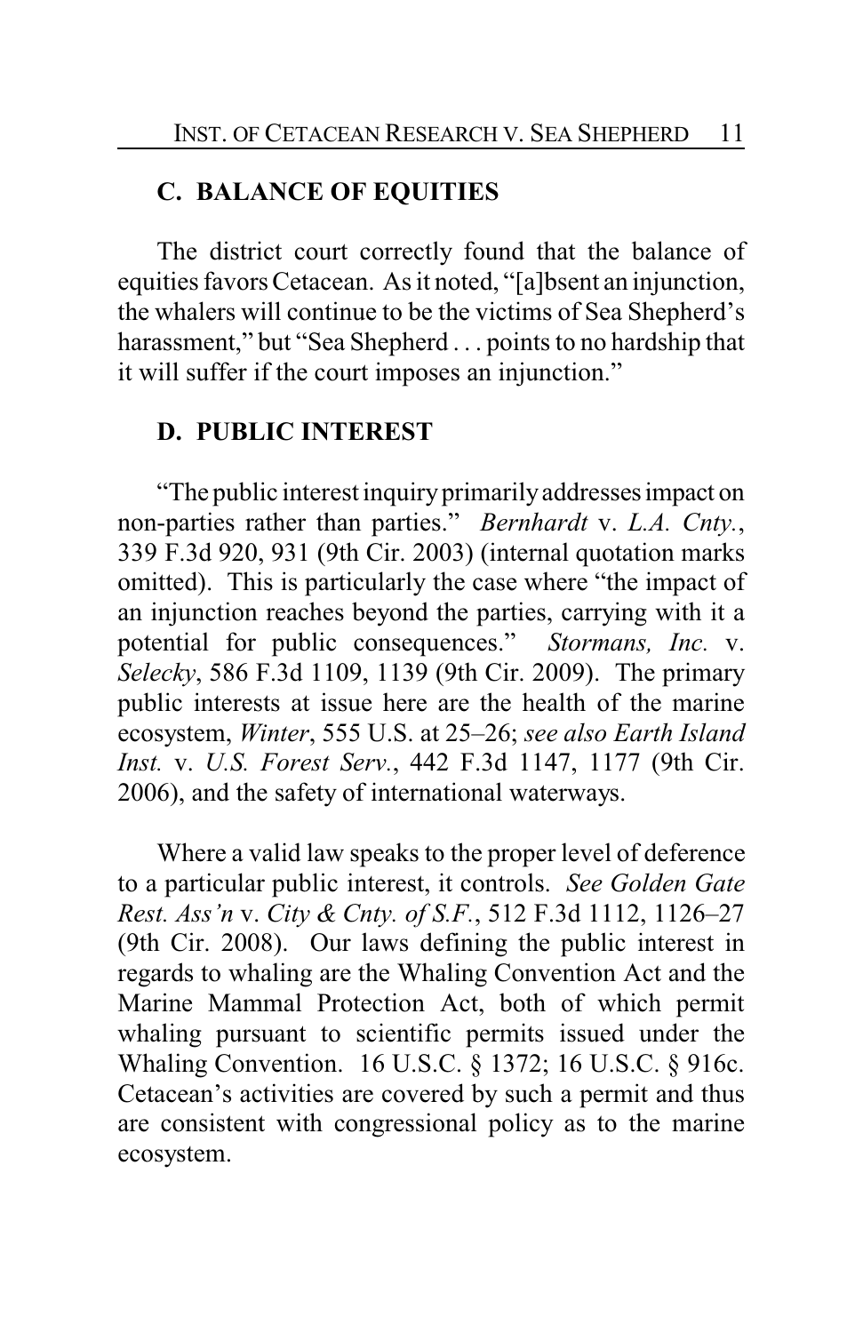### C. BALANCE OF EQUITIES

The district court correctly found that the balance of equities favors Cetacean. As it noted, "[a]bsent an injunction, the whalers will continue to be the victims of Sea Shepherd's harassment," but "Sea Shepherd . . . points to no hardship that it will suffer if the court imposes an injunction."

### D. PUBLIC INTEREST

"The public interest inquiry primarily addresses impact on non-parties rather than parties." *Bernhardt* v. *L.A. Cnty.*, 339 F.3d 920, 931 (9th Cir. 2003) (internal quotation marks omitted). This is particularly the case where "the impact of an injunction reaches beyond the parties, carrying with it a potential for public consequences." *Stormans, Inc.* v. *Selecky*, 586 F.3d 1109, 1139 (9th Cir. 2009). The primary public interests at issue here are the health of the marine ecosystem, *Winter*, 555 U.S. at 25–26; *see also Earth Island Inst.* v. *U.S. Forest Serv.*, 442 F.3d 1147, 1177 (9th Cir. 2006), and the safety of international waterways.

Where a valid law speaks to the proper level of deference to a particular public interest, it controls. *See Golden Gate Rest. Ass'n* v. *City & Cnty. of S.F.*, 512 F.3d 1112, 1126–27 (9th Cir. 2008). Our laws defining the public interest in regards to whaling are the Whaling Convention Act and the Marine Mammal Protection Act, both of which permit whaling pursuant to scientific permits issued under the Whaling Convention. 16 U.S.C. § 1372; 16 U.S.C. § 916c. Cetacean's activities are covered by such a permit and thus are consistent with congressional policy as to the marine ecosystem.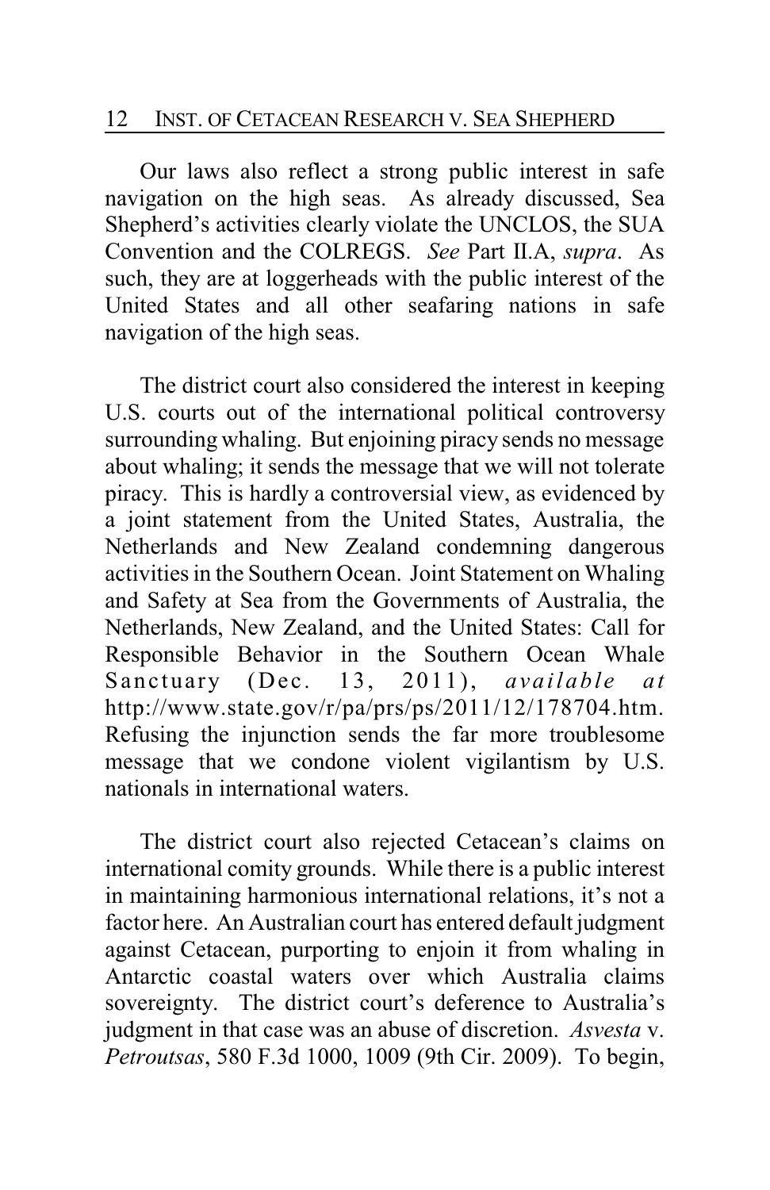Our laws also reflect a strong public interest in safe navigation on the high seas. As already discussed, Sea Shepherd's activities clearly violate the UNCLOS, the SUA Convention and the COLREGS. *See* Part II.A, *supra*. As such, they are at loggerheads with the public interest of the United States and all other seafaring nations in safe navigation of the high seas.

The district court also considered the interest in keeping U.S. courts out of the international political controversy surrounding whaling. But enjoining piracy sends no message about whaling; it sends the message that we will not tolerate piracy. This is hardly a controversial view, as evidenced by a joint statement from the United States, Australia, the Netherlands and New Zealand condemning dangerous activities in the Southern Ocean. Joint Statement on Whaling and Safety at Sea from the Governments of Australia, the Netherlands, New Zealand, and the United States: Call for Responsible Behavior in the Southern Ocean Whale Sanctuary (Dec. 13, 2011), *available at* http://www.state.gov/r/pa/prs/ps/2011/12/178704.htm. Refusing the injunction sends the far more troublesome message that we condone violent vigilantism by U.S. nationals in international waters.

The district court also rejected Cetacean's claims on international comity grounds. While there is a public interest in maintaining harmonious international relations, it's not a factor here. An Australian court has entered default judgment against Cetacean, purporting to enjoin it from whaling in Antarctic coastal waters over which Australia claims sovereignty. The district court's deference to Australia's judgment in that case was an abuse of discretion. *Asvesta* v. *Petroutsas*, 580 F.3d 1000, 1009 (9th Cir. 2009). To begin,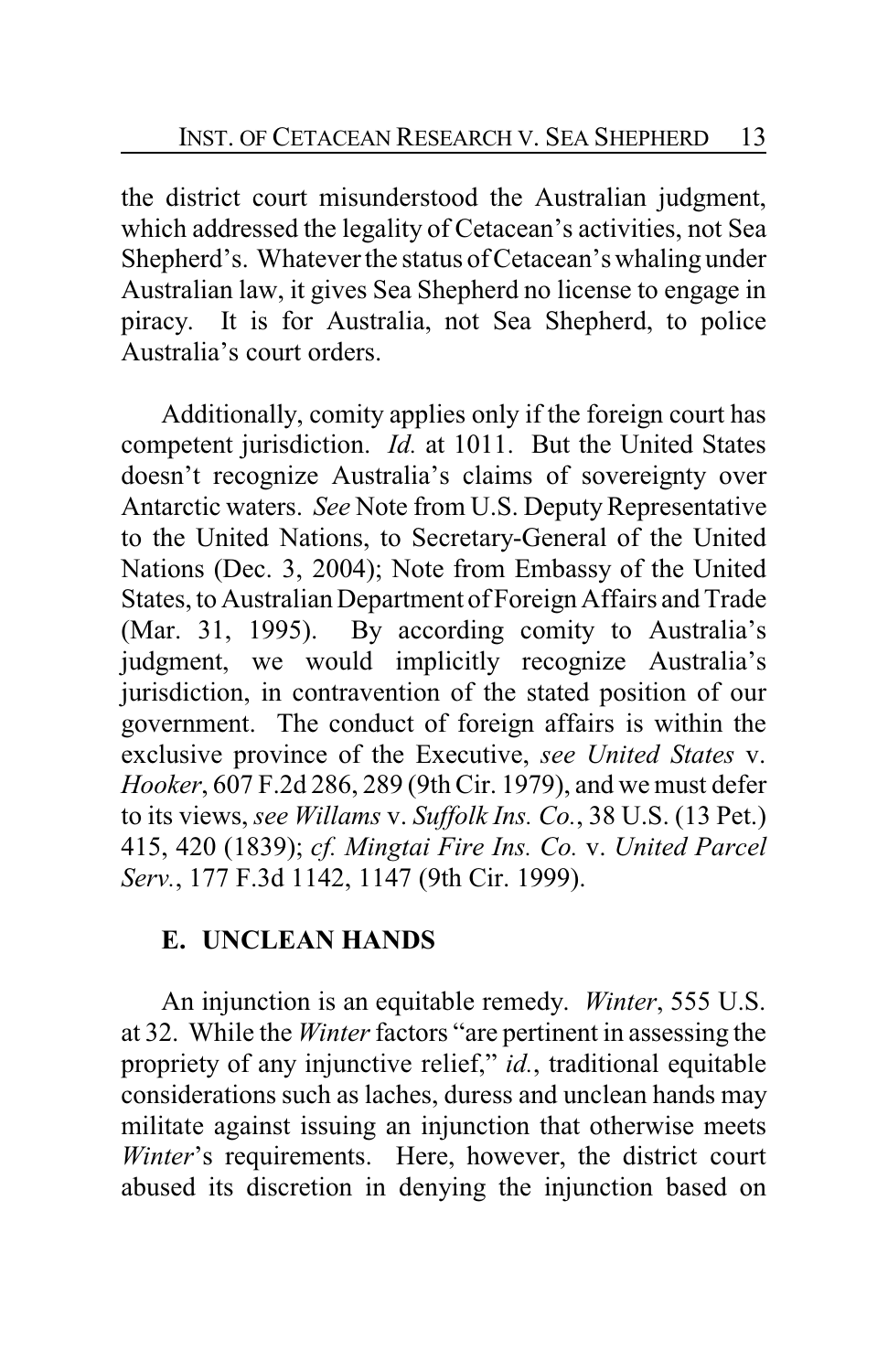the district court misunderstood the Australian judgment, which addressed the legality of Cetacean's activities, not Sea Shepherd's. Whatever the status of Cetacean's whaling under Australian law, it gives Sea Shepherd no license to engage in piracy. It is for Australia, not Sea Shepherd, to police Australia's court orders.

Additionally, comity applies only if the foreign court has competent jurisdiction. *Id.* at 1011. But the United States doesn't recognize Australia's claims of sovereignty over Antarctic waters. *See* Note from U.S. Deputy Representative to the United Nations, to Secretary-General of the United Nations (Dec. 3, 2004); Note from Embassy of the United States, to Australian Department of Foreign Affairs and Trade (Mar. 31, 1995). By according comity to Australia's judgment, we would implicitly recognize Australia's jurisdiction, in contravention of the stated position of our government. The conduct of foreign affairs is within the exclusive province of the Executive, *see United States* v. *Hooker*, 607 F.2d 286, 289 (9th Cir. 1979), and we must defer to its views, *see Willams* v. *Suffolk Ins. Co.*, 38 U.S. (13 Pet.) 415, 420 (1839); *cf. Mingtai Fire Ins. Co.* v. *United Parcel Serv.*, 177 F.3d 1142, 1147 (9th Cir. 1999).

### E. UNCLEAN HANDS

An injunction is an equitable remedy. *Winter*, 555 U.S. at 32. While the *Winter* factors "are pertinent in assessing the propriety of any injunctive relief," *id.*, traditional equitable considerations such as laches, duress and unclean hands may militate against issuing an injunction that otherwise meets *Winter*'s requirements. Here, however, the district court abused its discretion in denying the injunction based on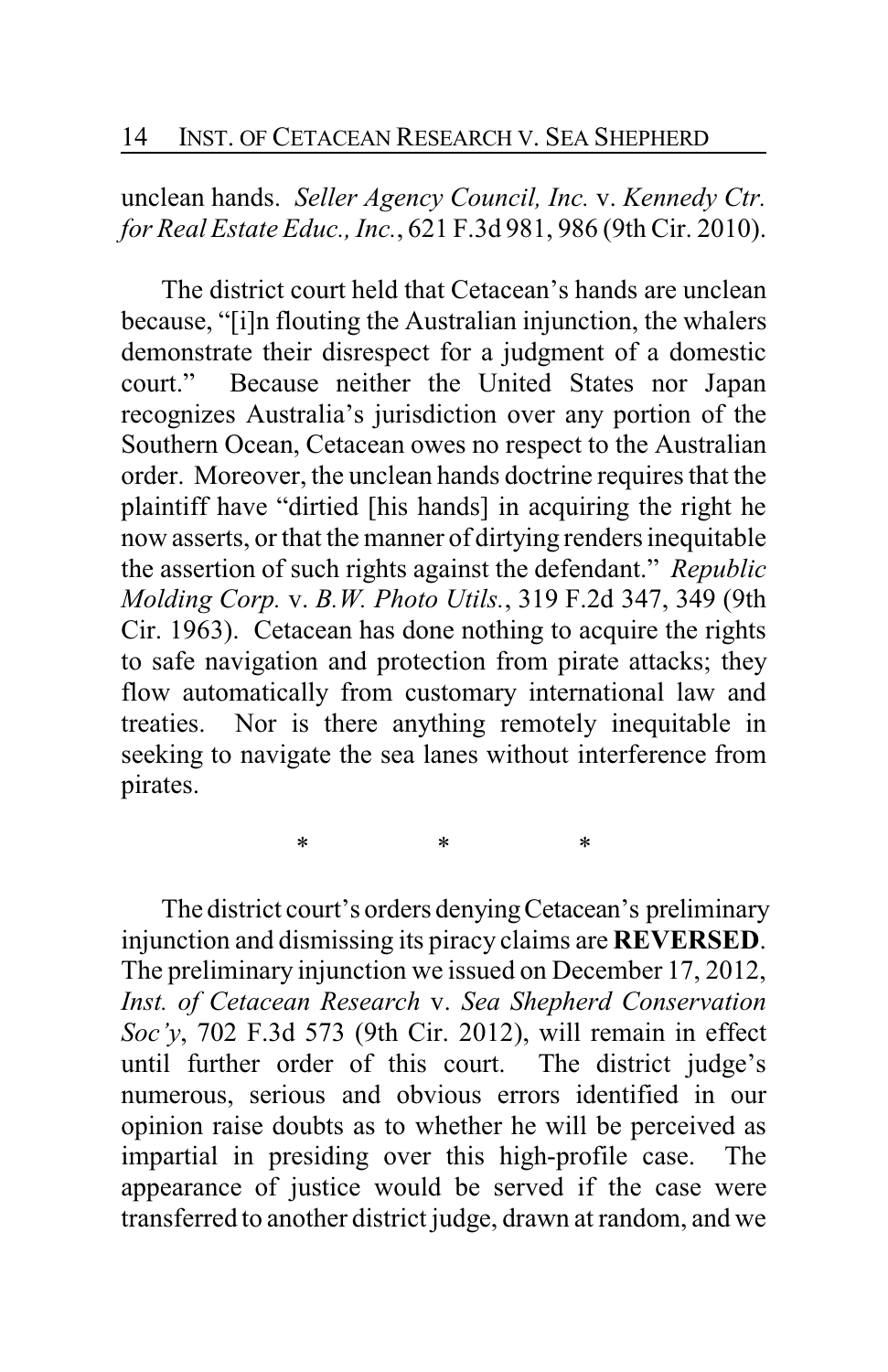unclean hands. *Seller Agency Council, Inc.* v. *Kennedy Ctr. for Real Estate Educ., Inc.*, 621 F.3d 981, 986 (9th Cir. 2010).

The district court held that Cetacean's hands are unclean because, "[i]n flouting the Australian injunction, the whalers demonstrate their disrespect for a judgment of a domestic court." Because neither the United States nor Japan recognizes Australia's jurisdiction over any portion of the Southern Ocean, Cetacean owes no respect to the Australian order. Moreover, the unclean hands doctrine requires that the plaintiff have "dirtied [his hands] in acquiring the right he now asserts, or that the manner of dirtying renders inequitable the assertion of such rights against the defendant." *Republic Molding Corp.* v. *B.W. Photo Utils.*, 319 F.2d 347, 349 (9th Cir. 1963). Cetacean has done nothing to acquire the rights to safe navigation and protection from pirate attacks; they flow automatically from customary international law and treaties. Nor is there anything remotely inequitable in seeking to navigate the sea lanes without interference from pirates.

\* \* \*

The district court's orders denying Cetacean's preliminary injunction and dismissing its piracy claims are **REVERSED**. The preliminary injunction we issued on December 17, 2012, *Inst. of Cetacean Research* v. *Sea Shepherd Conservation Soc'y*, 702 F.3d 573 (9th Cir. 2012), will remain in effect until further order of this court. The district judge's numerous, serious and obvious errors identified in our opinion raise doubts as to whether he will be perceived as impartial in presiding over this high-profile case. The appearance of justice would be served if the case were transferred to another district judge, drawn at random, and we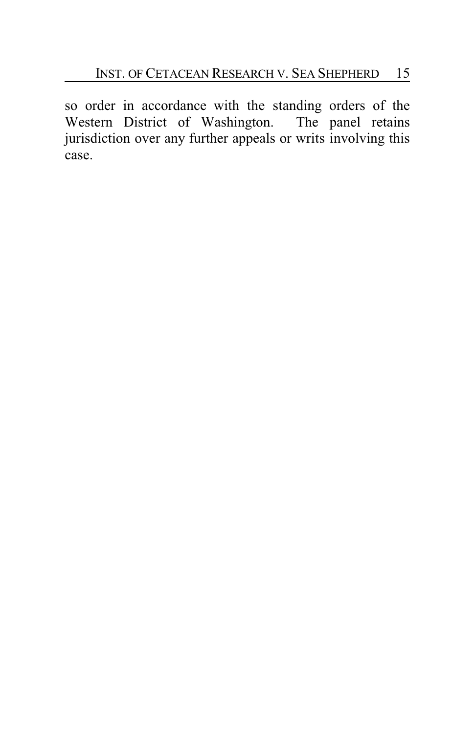so order in accordance with the standing orders of the Western District of Washington. The panel retains jurisdiction over any further appeals or writs involving this case.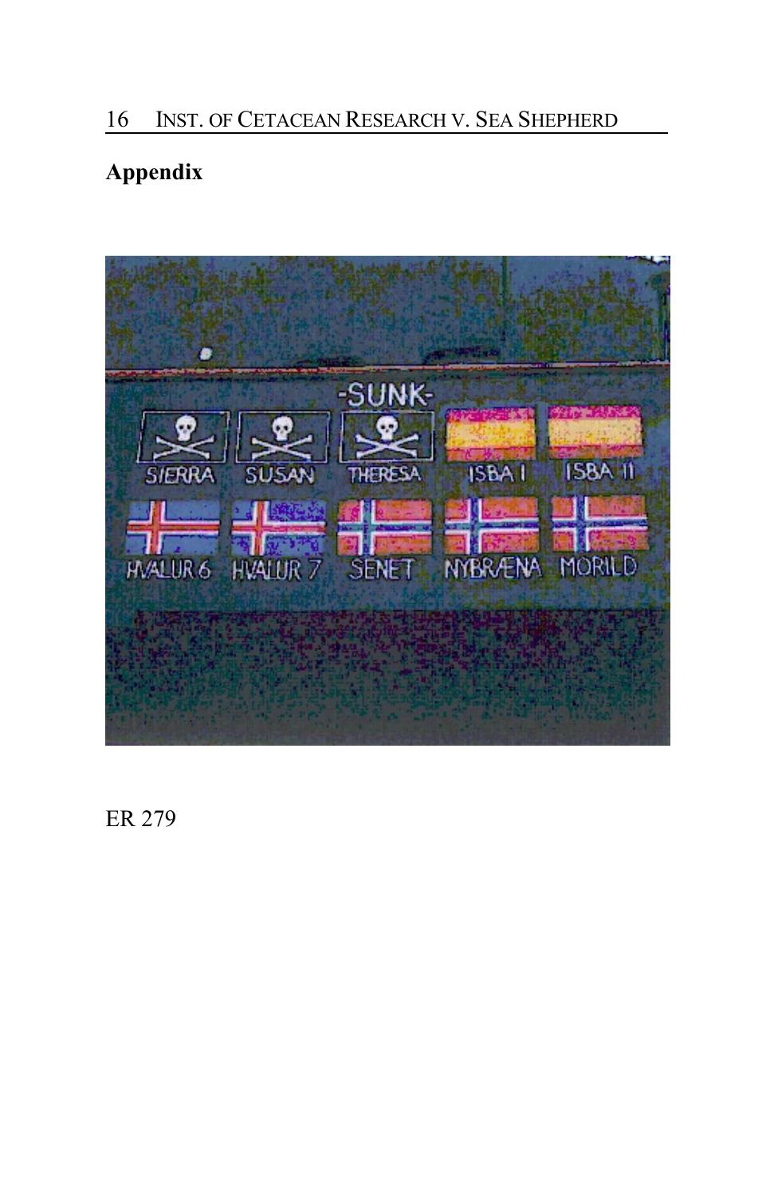## Appendix

ER 279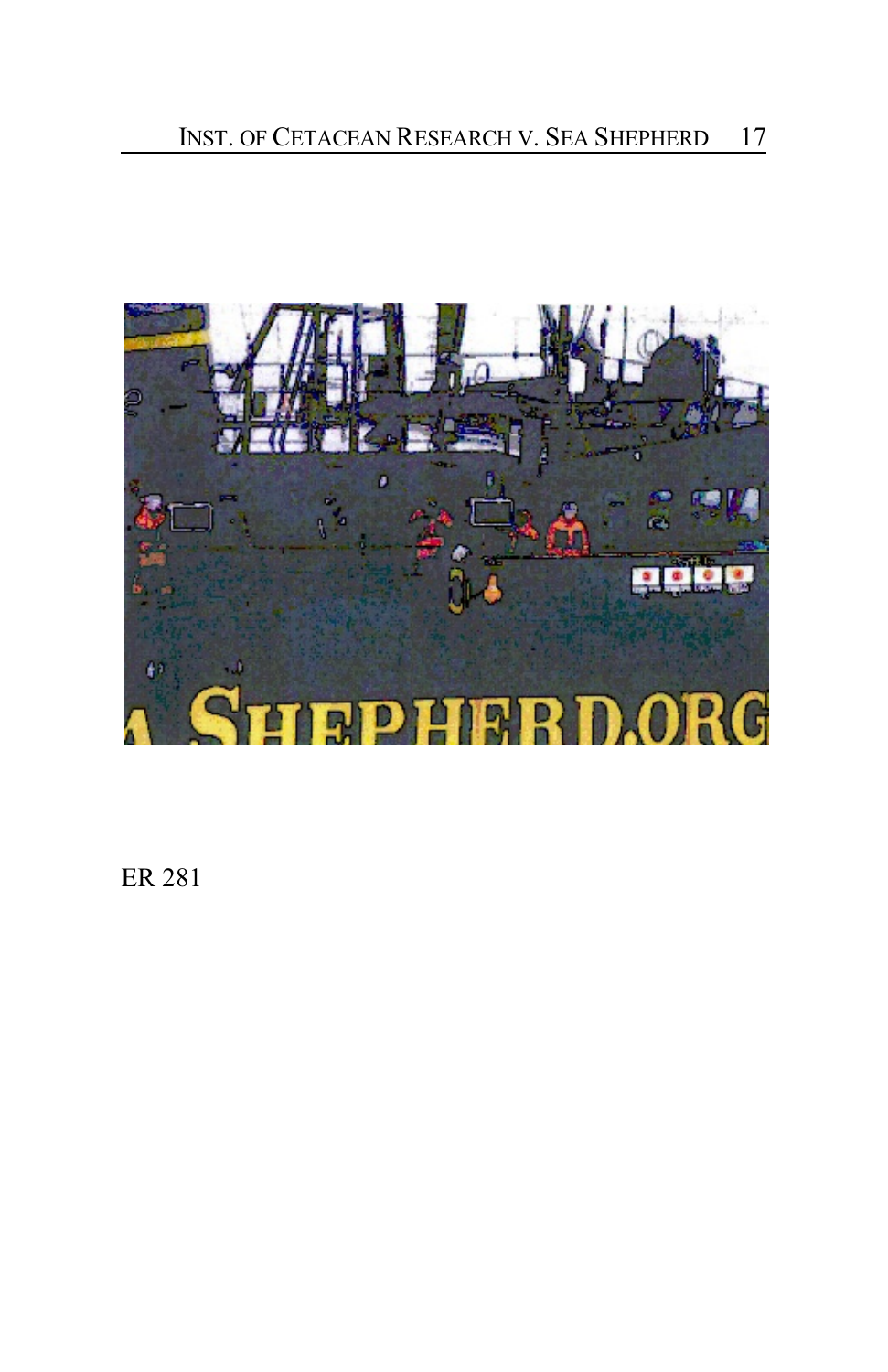ER 281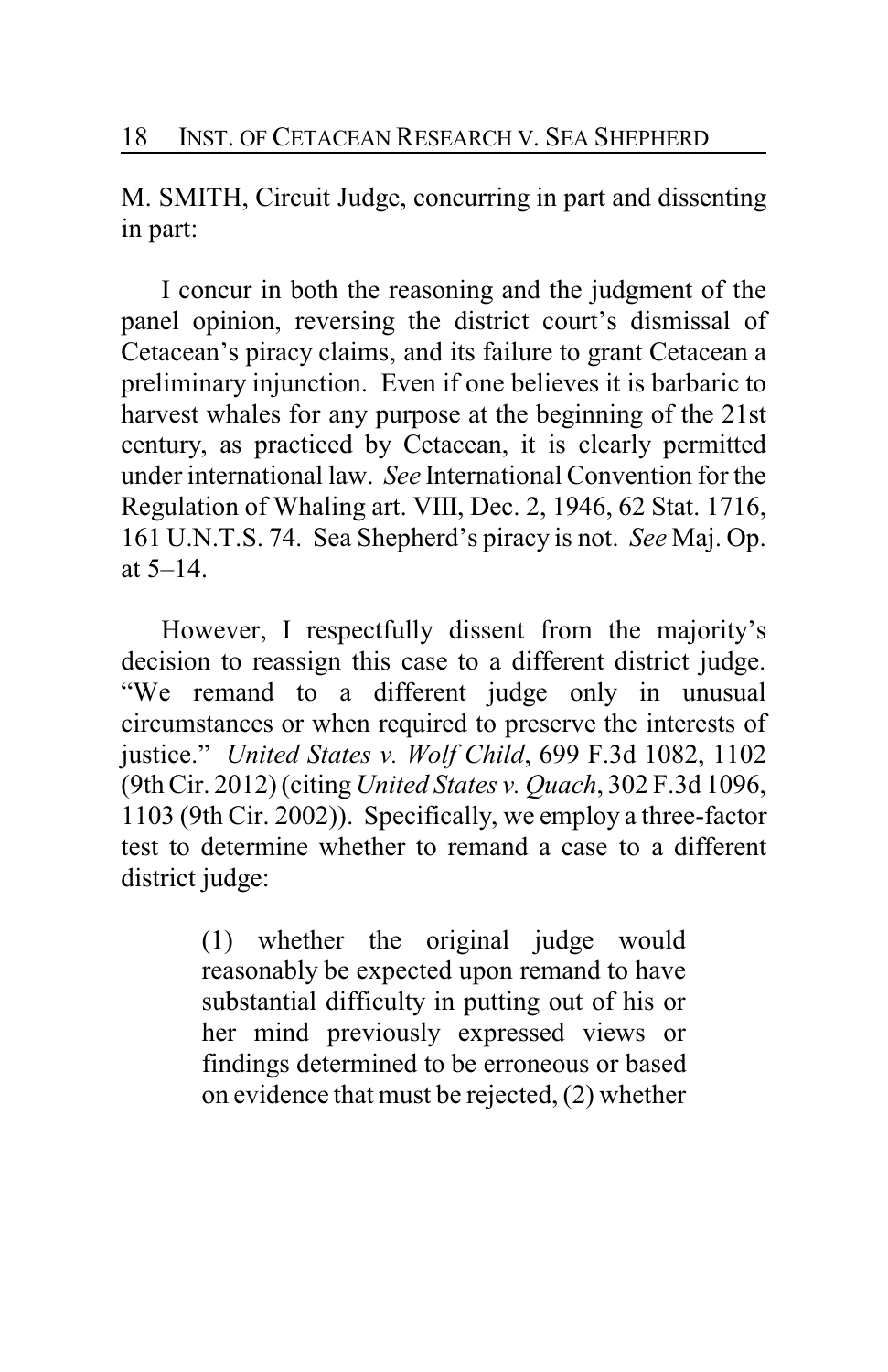M. SMITH, Circuit Judge, concurring in part and dissenting in part:

I concur in both the reasoning and the judgment of the panel opinion, reversing the district court's dismissal of Cetacean's piracy claims, and its failure to grant Cetacean a preliminary injunction. Even if one believes it is barbaric to harvest whales for any purpose at the beginning of the 21st century, as practiced by Cetacean, it is clearly permitted under international law. *See* International Convention for the Regulation of Whaling art. VIII, Dec. 2, 1946, 62 Stat. 1716, 161 U.N.T.S. 74. Sea Shepherd's piracy is not. *See* Maj. Op. at 5–14.

However, I respectfully dissent from the majority's decision to reassign this case to a different district judge. "We remand to a different judge only in unusual circumstances or when required to preserve the interests of justice." *United States v. Wolf Child*, 699 F.3d 1082, 1102 (9th Cir. 2012) (citing *United States v. Quach*, 302 F.3d 1096, 1103 (9th Cir. 2002)). Specifically, we employ a three-factor test to determine whether to remand a case to a different district judge:

> (1) whether the original judge would reasonably be expected upon remand to have substantial difficulty in putting out of his or her mind previously expressed views or findings determined to be erroneous or based on evidence that must be rejected, (2) whether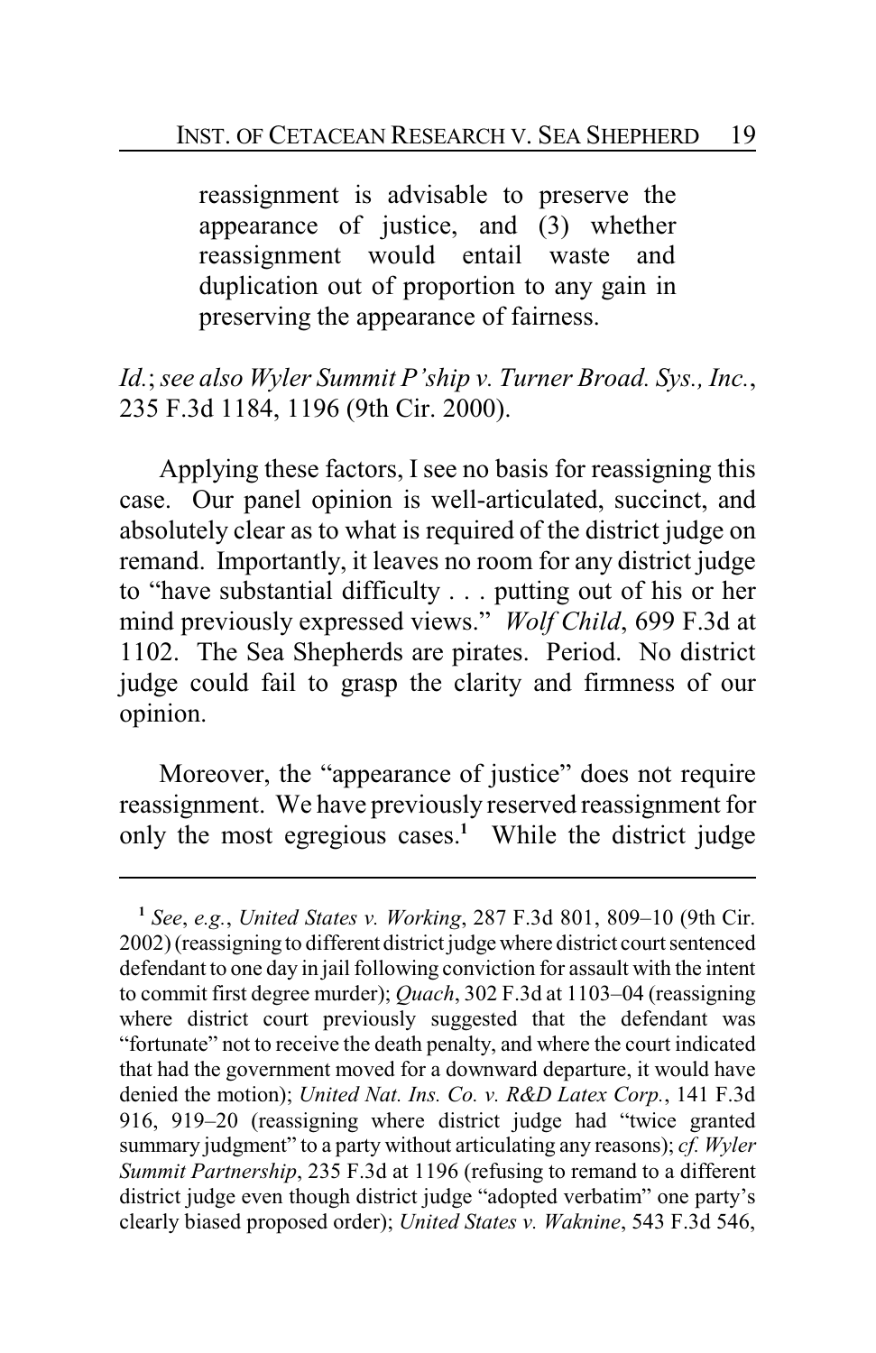reassignment is advisable to preserve the appearance of justice, and (3) whether reassignment would entail waste and duplication out of proportion to any gain in preserving the appearance of fairness.

*Id.*; *see also Wyler Summit P'ship v. Turner Broad. Sys., Inc.*, 235 F.3d 1184, 1196 (9th Cir. 2000).

Applying these factors, I see no basis for reassigning this case. Our panel opinion is well-articulated, succinct, and absolutely clear as to what is required of the district judge on remand. Importantly, it leaves no room for any district judge to "have substantial difficulty . . . putting out of his or her mind previously expressed views." *Wolf Child*, 699 F.3d at 1102. The Sea Shepherds are pirates. Period. No district judge could fail to grasp the clarity and firmness of our opinion.

Moreover, the "appearance of justice" does not require reassignment. We have previously reserved reassignment for only the most egregious cases.[1] While the district judge

---

[1] *See*, *e.g.*, *United States v. Working*, 287 F.3d 801, 809–10 (9th Cir. 2002) (reassigning to different district judge where district court sentenced defendant to one day in jail following conviction for assault with the intent to commit first degree murder); *Quach*, 302 F.3d at 1103–04 (reassigning where district court previously suggested that the defendant was "fortunate" not to receive the death penalty, and where the court indicated that had the government moved for a downward departure, it would have denied the motion); *United Nat. Ins. Co. v. R&D Latex Corp.*, 141 F.3d 916, 919–20 (reassigning where district judge had "twice granted summary judgment" to a party without articulating any reasons); *cf. Wyler Summit Partnership*, 235 F.3d at 1196 (refusing to remand to a different district judge even though district judge "adopted verbatim" one party's clearly biased proposed order); *United States v. Waknine*, 543 F.3d 546,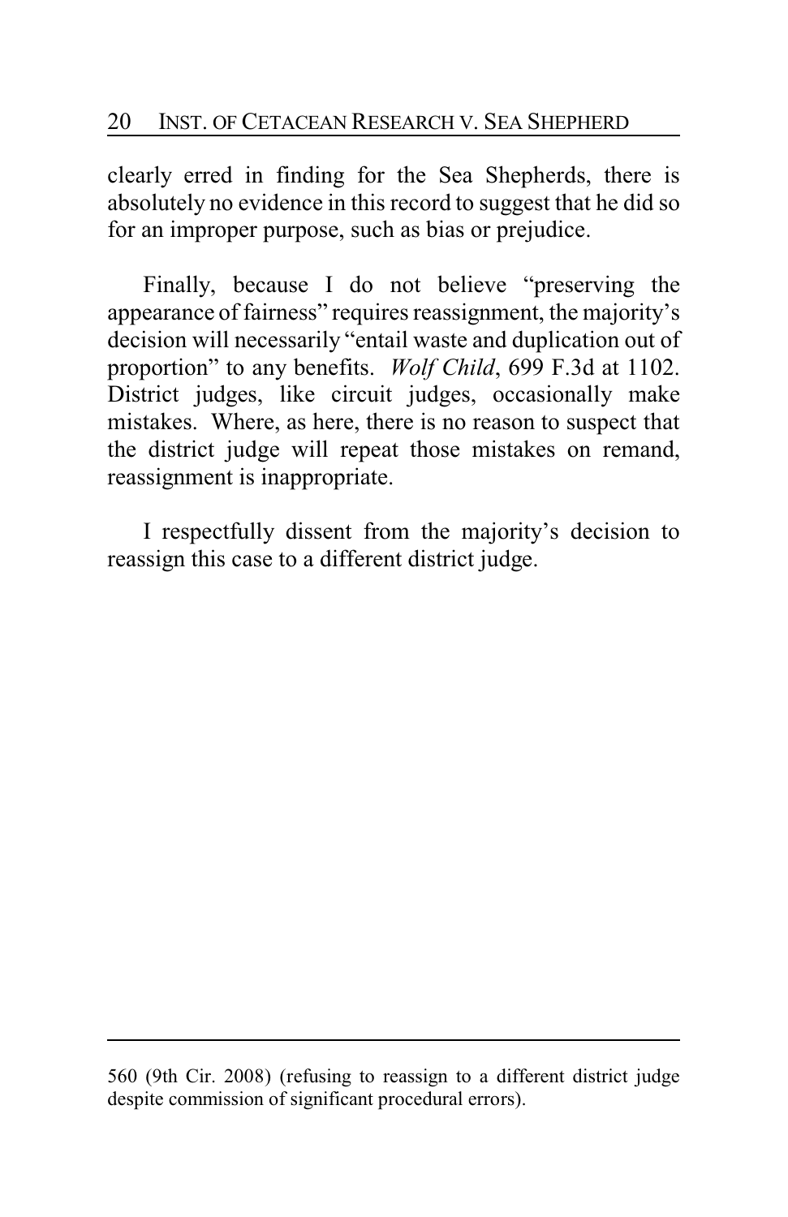clearly erred in finding for the Sea Shepherds, there is absolutely no evidence in this record to suggest that he did so for an improper purpose, such as bias or prejudice.

Finally, because I do not believe "preserving the appearance of fairness" requires reassignment, the majority's decision will necessarily "entail waste and duplication out of proportion" to any benefits. *Wolf Child*, 699 F.3d at 1102. District judges, like circuit judges, occasionally make mistakes. Where, as here, there is no reason to suspect that the district judge will repeat those mistakes on remand, reassignment is inappropriate.

I respectfully dissent from the majority's decision to reassign this case to a different district judge.

---

560 (9th Cir. 2008) (refusing to reassign to a different district judge despite commission of significant procedural errors).